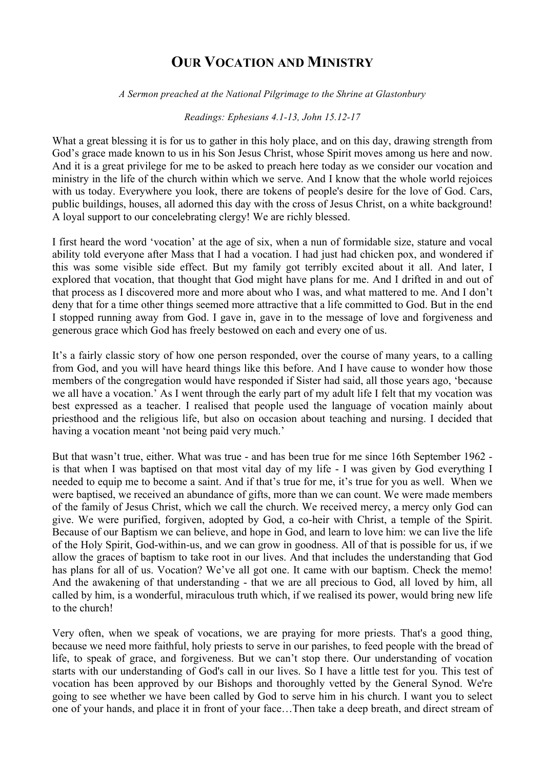# OUR VOCATION AND MINISTRY

*A Sermon preached at the National Pilgrimage to the Shrine at Glastonbury*

*Readings: Ephesians 4.1-13, John 15.12-17*

What a great blessing it is for us to gather in this holy place, and on this day, drawing strength from God's grace made known to us in his Son Jesus Christ, whose Spirit moves among us here and now. And it is a great privilege for me to be asked to preach here today as we consider our vocation and ministry in the life of the church within which we serve. And I know that the whole world rejoices with us today. Everywhere you look, there are tokens of people's desire for the love of God. Cars, public buildings, houses, all adorned this day with the cross of Jesus Christ, on a white background! A loyal support to our concelebrating clergy! We are richly blessed.

I first heard the word 'vocation' at the age of six, when a nun of formidable size, stature and vocal ability told everyone after Mass that I had a vocation. I had just had chicken pox, and wondered if this was some visible side effect. But my family got terribly excited about it all. And later, I explored that vocation, that thought that God might have plans for me. And I drifted in and out of that process as I discovered more and more about who I was, and what mattered to me. And I don't deny that for a time other things seemed more attractive that a life committed to God. But in the end I stopped running away from God. I gave in, gave in to the message of love and forgiveness and generous grace which God has freely bestowed on each and every one of us.

It's a fairly classic story of how one person responded, over the course of many years, to a calling from God, and you will have heard things like this before. And I have cause to wonder how those members of the congregation would have responded if Sister had said, all those years ago, 'because we all have a vocation.' As I went through the early part of my adult life I felt that my vocation was best expressed as a teacher. I realised that people used the language of vocation mainly about priesthood and the religious life, but also on occasion about teaching and nursing. I decided that having a vocation meant 'not being paid very much.'

But that wasn't true, either. What was true - and has been true for me since 16th September 1962 - is that when I was baptised on that most vital day of my life - I was given by God everything I needed to equip me to become a saint. And if that's true for me, it's true for you as well. When we were baptised, we received an abundance of gifts, more than we can count. We were made members of the family of Jesus Christ, which we call the church. We received mercy, a mercy only God can give. We were purified, forgiven, adopted by God, a co-heir with Christ, a temple of the Spirit. Because of our Baptism we can believe, and hope in God, and learn to love him: we can live the life of the Holy Spirit, God-within-us, and we can grow in goodness. All of that is possible for us, if we allow the graces of baptism to take root in our lives. And that includes the understanding that God has plans for all of us. Vocation? We've all got one. It came with our baptism. Check the memo! And the awakening of that understanding - that we are all precious to God, all loved by him, all called by him, is a wonderful, miraculous truth which, if we realised its power, would bring new life to the church!

Very often, when we speak of vocations, we are praying for more priests. That's a good thing, because we need more faithful, holy priests to serve in our parishes, to feed people with the bread of life, to speak of grace, and forgiveness. But we can't stop there. Our understanding of vocation starts with our understanding of God's call in our lives. So I have a little test for you. This test of vocation has been approved by our Bishops and thoroughly vetted by the General Synod. We're going to see whether we have been called by God to serve him in his church. I want you to select one of your hands, and place it in front of your face…Then take a deep breath, and direct stream of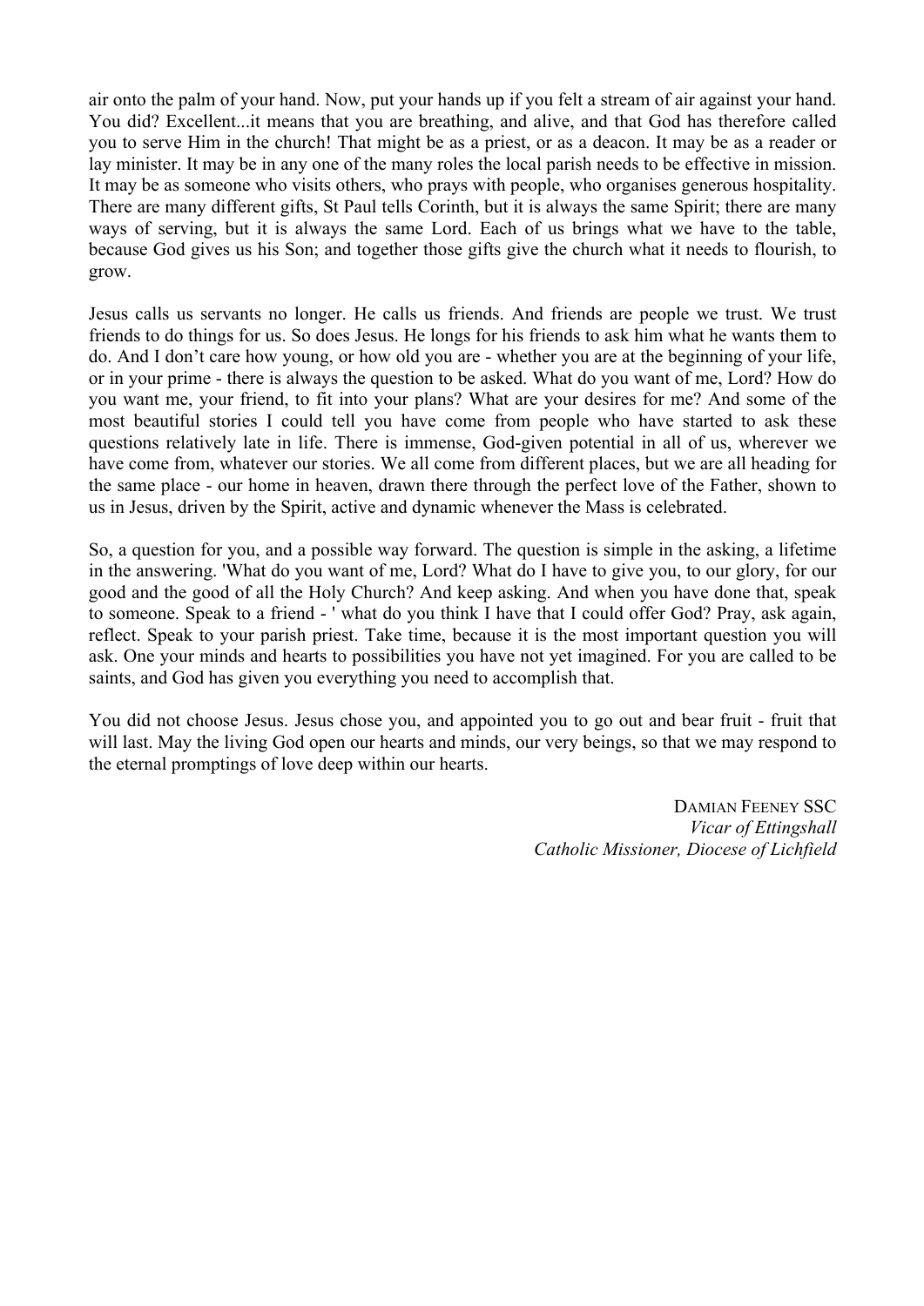air onto the palm of your hand. Now, put your hands up if you felt a stream of air against your hand. You did? Excellent...it means that you are breathing, and alive, and that God has therefore called you to serve Him in the church! That might be as a priest, or as a deacon. It may be as a reader or lay minister. It may be in any one of the many roles the local parish needs to be effective in mission. It may be as someone who visits others, who prays with people, who organises generous hospitality. There are many different gifts, St Paul tells Corinth, but it is always the same Spirit; there are many ways of serving, but it is always the same Lord. Each of us brings what we have to the table, because God gives us his Son; and together those gifts give the church what it needs to flourish, to grow.

Jesus calls us servants no longer. He calls us friends. And friends are people we trust. We trust friends to do things for us. So does Jesus. He longs for his friends to ask him what he wants them to do. And I don't care how young, or how old you are - whether you are at the beginning of your life, or in your prime - there is always the question to be asked. What do you want of me, Lord? How do you want me, your friend, to fit into your plans? What are your desires for me? And some of the most beautiful stories I could tell you have come from people who have started to ask these questions relatively late in life. There is immense, God-given potential in all of us, wherever we have come from, whatever our stories. We all come from different places, but we are all heading for the same place - our home in heaven, drawn there through the perfect love of the Father, shown to us in Jesus, driven by the Spirit, active and dynamic whenever the Mass is celebrated.

So, a question for you, and a possible way forward. The question is simple in the asking, a lifetime in the answering. 'What do you want of me, Lord? What do I have to give you, to our glory, for our good and the good of all the Holy Church? And keep asking. And when you have done that, speak to someone. Speak to a friend - ' what do you think I have that I could offer God? Pray, ask again, reflect. Speak to your parish priest. Take time, because it is the most important question you will ask. One your minds and hearts to possibilities you have not yet imagined. For you are called to be saints, and God has given you everything you need to accomplish that.

You did not choose Jesus. Jesus chose you, and appointed you to go out and bear fruit - fruit that will last. May the living God open our hearts and minds, our very beings, so that we may respond to the eternal promptings of love deep within our hearts.

DAMIAN FEENEY SSC  
*Vicar of Ettingshall*  
*Catholic Missioner, Diocese of Lichfield*